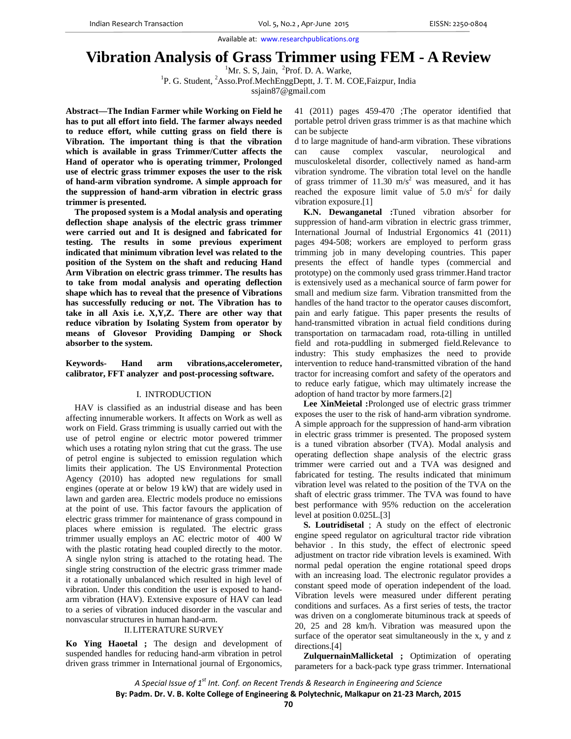Available at: www.researchpublications.org

# Vibration Analysis of Grass Trimmer using FEM - A Review

[1]Mr. S. S, Jain, [2]Prof. D. A. Warke,

[1]P. G. Student, [2]Asso.Prof.MechEnggDeptt, J. T. M. COE,Faizpur, India

ssjain87@gmail.com

**Abstract—The Indian Farmer while Working on Field he has to put all effort into field. The farmer always needed to reduce effort, while cutting grass on field there is Vibration. The important thing is that the vibration which is available in grass Trimmer/Cutter affects the Hand of operator who is operating trimmer, Prolonged use of electric grass trimmer exposes the user to the risk of hand-arm vibration syndrome. A simple approach for the suppression of hand-arm vibration in electric grass trimmer is presented.**

**The proposed system is a Modal analysis and operating deflection shape analysis of the electric grass trimmer were carried out and It is designed and fabricated for testing. The results in some previous experiment indicated that minimum vibration level was related to the position of the System on the shaft and reducing Hand Arm Vibration on electric grass trimmer. The results has to take from modal analysis and operating deflection shape which has to reveal that the presence of Vibrations has successfully reducing or not. The Vibration has to take in all Axis i.e. X,Y,Z. There are other way that reduce vibration by Isolating System from operator by means of Glovesor Providing Damping or Shock absorber to the system.**

**Keywords- Hand arm vibrations,accelerometer, calibrator, FFT analyzer and post-processing software.**

## I. INTRODUCTION

HAV is classified as an industrial disease and has been affecting innumerable workers. It affects on Work as well as work on Field. Grass trimming is usually carried out with the use of petrol engine or electric motor powered trimmer which uses a rotating nylon string that cut the grass. The use of petrol engine is subjected to emission regulation which limits their application. The US Environmental Protection Agency (2010) has adopted new regulations for small engines (operate at or below 19 kW) that are widely used in lawn and garden area. Electric models produce no emissions at the point of use. This factor favours the application of electric grass trimmer for maintenance of grass compound in places where emission is regulated. The electric grass trimmer usually employs an AC electric motor of 400 W with the plastic rotating head coupled directly to the motor. A single nylon string is attached to the rotating head. The single string construction of the electric grass trimmer made it a rotationally unbalanced which resulted in high level of vibration. Under this condition the user is exposed to hand-arm vibration (HAV). Extensive exposure of HAV can lead to a series of vibration induced disorder in the vascular and nonvascular structures in human hand-arm.

## II. LITERATURE SURVEY

**Ko Ying Haoetal ;** The design and development of suspended handles for reducing hand-arm vibration in petrol driven grass trimmer in International journal of Ergonomics, 41 (2011) pages 459-470 ;The operator identified that portable petrol driven grass trimmer is as that machine which can be subjecte d to large magnitude of hand-arm vibration. These vibrations can cause complex vascular, neurological and musculoskeletal disorder, collectively named as hand-arm vibration syndrome. The vibration total level on the handle of grass trimmer of 11.30 $m/s^2$ was measured, and it has reached the exposure limit value of 5.0 $m/s^2$ for daily vibration exposure.[1]

**K.N. Dewanganetal :**Tuned vibration absorber for suppression of hand-arm vibration in electric grass trimmer, International Journal of Industrial Ergonomics 41 (2011) pages 494-508; workers are employed to perform grass trimming job in many developing countries. This paper presents the effect of handle types (commercial and prototype) on the commonly used grass trimmer.Hand tractor is extensively used as a mechanical source of farm power for small and medium size farm. Vibration transmitted from the handles of the hand tractor to the operator causes discomfort, pain and early fatigue. This paper presents the results of hand-transmitted vibration in actual field conditions during transportation on tarmacadam road, rota-tilling in untilled field and rota-puddling in submerged field.Relevance to industry: This study emphasizes the need to provide intervention to reduce hand-transmitted vibration of the hand tractor for increasing comfort and safety of the operators and to reduce early fatigue, which may ultimately increase the adoption of hand tractor by more farmers.[2]

**Lee XinMeietal :**Prolonged use of electric grass trimmer exposes the user to the risk of hand-arm vibration syndrome. A simple approach for the suppression of hand-arm vibration in electric grass trimmer is presented. The proposed system is a tuned vibration absorber (TVA). Modal analysis and operating deflection shape analysis of the electric grass trimmer were carried out and a TVA was designed and fabricated for testing. The results indicated that minimum vibration level was related to the position of the TVA on the shaft of electric grass trimmer. The TVA was found to have best performance with 95% reduction on the acceleration level at position 0.025L.[3]

**S. Loutridisetal** ; A study on the effect of electronic engine speed regulator on agricultural tractor ride vibration behavior . In this study, the effect of electronic speed adjustment on tractor ride vibration levels is examined. With normal pedal operation the engine rotational speed drops with an increasing load. The electronic regulator provides a constant speed mode of operation independent of the load. Vibration levels were measured under different perating conditions and surfaces. As a first series of tests, the tractor was driven on a conglomerate bituminous track at speeds of 20, 25 and 28 km/h. Vibration was measured upon the surface of the operator seat simultaneously in the x, y and z directions.[4]

**ZulquernainMallicketal ;** Optimization of operating parameters for a back-pack type grass trimmer. International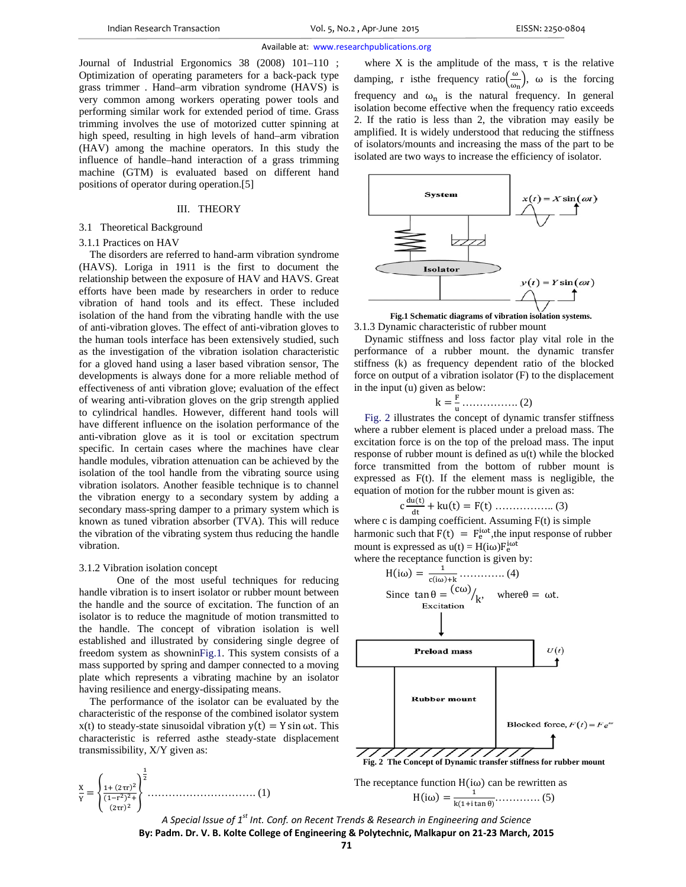Journal of Industrial Ergonomics 38 (2008) 101–110 ; Optimization of operating parameters for a back-pack type grass trimmer . Hand–arm vibration syndrome (HAVS) is very common among workers operating power tools and performing similar work for extended period of time. Grass trimming involves the use of motorized cutter spinning at high speed, resulting in high levels of hand–arm vibration (HAV) among the machine operators. In this study the influence of handle–hand interaction of a grass trimming machine (GTM) is evaluated based on different hand positions of operator during operation.[5]

## III. THEORY

### 3.1 Theoretical Background

#### 3.1.1 Practices on HAV

The disorders are referred to hand-arm vibration syndrome (HAVS). Loriga in 1911 is the first to document the relationship between the exposure of HAV and HAVS. Great efforts have been made by researchers in order to reduce vibration of hand tools and its effect. These included isolation of the hand from the vibrating handle with the use of anti-vibration gloves. The effect of anti-vibration gloves to the human tools interface has been extensively studied, such as the investigation of the vibration isolation characteristic for a gloved hand using a laser based vibration sensor, The developments is always done for a more reliable method of effectiveness of anti vibration glove; evaluation of the effect of wearing anti-vibration gloves on the grip strength applied to cylindrical handles. However, different hand tools will have different influence on the isolation performance of the anti-vibration glove as it is tool or excitation spectrum specific. In certain cases where the machines have clear handle modules, vibration attenuation can be achieved by the isolation of the tool handle from the vibrating source using vibration isolators. Another feasible technique is to channel the vibration energy to a secondary system by adding a secondary mass-spring damper to a primary system which is known as tuned vibration absorber (TVA). This will reduce the vibration of the vibrating system thus reducing the handle vibration.

#### 3.1.2 Vibration isolation concept

One of the most useful techniques for reducing handle vibration is to insert isolator or rubber mount between the handle and the source of excitation. The function of an isolator is to reduce the magnitude of motion transmitted to the handle. The concept of vibration isolation is well established and illustrated by considering single degree of freedom system as showninFig.1. This system consists of a mass supported by spring and damper connected to a moving plate which represents a vibrating machine by an isolator having resilience and energy-dissipating means.

The performance of the isolator can be evaluated by the characteristic of the response of the combined isolator system $x(t)$ to steady-state sinusoidal vibration $y(t) = Y\sin\omega t$. This characteristic is referred asthe steady-state displacement transmissibility, X/Y given as:

$$\frac{X}{Y} = \left\{\frac{1+(2\tau r)^2}{(1-r^2)^2+(2\tau r)^2}\right\}^{\frac{1}{2}} \;\ldots\ldots\ldots\ldots\ldots\ldots\ldots\ldots\ldots\ldots (1)$$

where X is the amplitude of the mass, τ is the relative damping, r isthe frequency ratio$\left(\frac{\omega}{\omega_n}\right)$, ω is the forcing frequency and $\omega_n$ is the natural frequency. In general isolation become effective when the frequency ratio exceeds 2. If the ratio is less than 2, the vibration may easily be amplified. It is widely understood that reducing the stiffness of isolators/mounts and increasing the mass of the part to be isolated are two ways to increase the efficiency of isolator.

**Fig.1 Schematic diagrams of vibration isolation systems.**

#### 3.1.3 Dynamic characteristic of rubber mount

Dynamic stiffness and loss factor play vital role in the performance of a rubber mount. the dynamic transfer stiffness (k) as frequency dependent ratio of the blocked force on output of a vibration isolator (F) to the displacement in the input (u) given as below:

$$k = \frac{F}{u} \;\ldots\ldots\ldots\ldots\ldots\ldots (2)$$

Fig. 2 illustrates the concept of dynamic transfer stiffness where a rubber element is placed under a preload mass. The excitation force is on the top of the preload mass. The input response of rubber mount is defined as u(t) while the blocked force transmitted from the bottom of rubber mount is expressed as F(t). If the element mass is negligible, the equation of motion for the rubber mount is given as:

$$c\frac{du(t)}{dt} + ku(t) = F(t) \;\ldots\ldots\ldots\ldots\ldots\ldots (3)$$

where c is damping coefficient. Assuming F(t) is simple harmonic such that $F(t) = Fe^{i\omega t}$,the input response of rubber mount is expressed as $u(t) = H(i\omega)Fe^{i\omega t}$

where the receptance function is given by:

$$H(i\omega) = \frac{1}{c(i\omega)+k} \;\ldots\ldots\ldots\ldots (4)$$

$$\text{Since } \tan\theta = {}^{(c\omega)}/_{k}, \quad \text{where } \theta = \omega t.$$

**Fig. 2 The Concept of Dynamic transfer stiffness for rubber mount**

The receptance function H(iω) can be rewritten as

$$H(i\omega) = \frac{1}{k(1+i\tan\theta)} \;\ldots\ldots\ldots\ldots (5)$$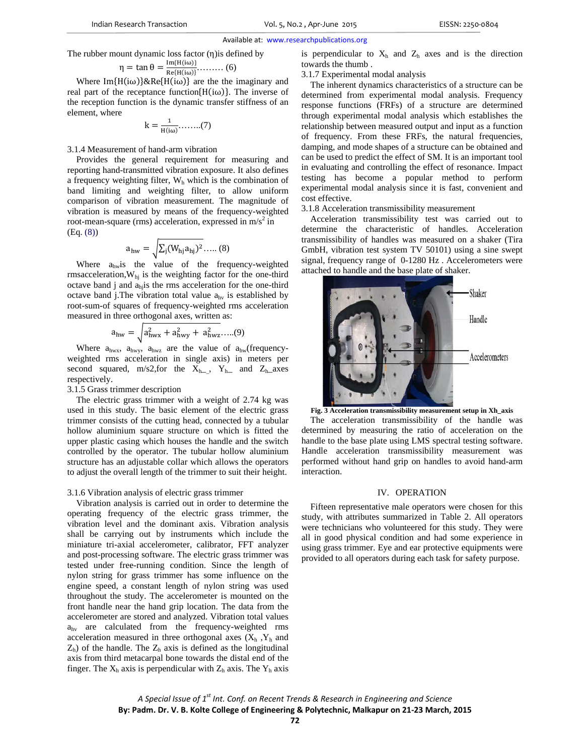The rubber mount dynamic loss factor (η)is defined by

$$\eta = \tan\theta = \frac{Im\{H(i\omega)\}}{Re\{H(i\omega)\}} \ldots\ldots\ldots (6)$$

Where Im{H(iω)}&Re{H(iω)} are the the imaginary and real part of the receptance function{H(iω)}. The inverse of the reception function is the dynamic transfer stiffness of an element, where

$$k = \frac{1}{H(i\omega)} \ldots\ldots\ldots (7)$$

3.1.4 Measurement of hand-arm vibration

Provides the general requirement for measuring and reporting hand-transmitted vibration exposure. It also defines a frequency weighting filter, $W_h$ which is the combination of band limiting and weighting filter, to allow uniform comparison of vibration measurement. The magnitude of vibration is measured by means of the frequency-weighted root-mean-square (rms) acceleration, expressed in $m/s^2$ in (Eq. (8))

$$a_{hw} = \sqrt{\sum_j (W_{hj} a_{hj})^2} \ldots\ldots (8)$$

Where $a_{hw}$is the value of the frequency-weighted rmsacceleration,$W_{hj}$ is the weighting factor for the one-third octave band j and $a_{hj}$is the rms acceleration for the one-third octave band j.The vibration total value $a_{hv}$ is established by root-sum-of squares of frequency-weighted rms acceleration measured in three orthogonal axes, written as:

$$a_{hw} = \sqrt{a_{hwx}^2 + a_{hwy}^2 + a_{hwz}^2} \ldots\ldots (9)$$

Where $a_{hwx}$, $a_{hwy}$, $a_{hwz}$ are the value of $a_{hw}$(frequency-weighted rms acceleration in single axis) in meters per second squared, m/s2,for the $X_h$_, $Y_h$_ and $Z_h$_axes respectively.

3.1.5 Grass trimmer description

The electric grass trimmer with a weight of 2.74 kg was used in this study. The basic element of the electric grass trimmer consists of the cutting head, connected by a tubular hollow aluminium square structure on which is fitted the upper plastic casing which houses the handle and the switch controlled by the operator. The tubular hollow aluminium structure has an adjustable collar which allows the operators to adjust the overall length of the trimmer to suit their height.

3.1.6 Vibration analysis of electric grass trimmer

Vibration analysis is carried out in order to determine the operating frequency of the electric grass trimmer, the vibration level and the dominant axis. Vibration analysis shall be carrying out by instruments which include the miniature tri-axial accelerometer, calibrator, FFT analyzer and post-processing software. The electric grass trimmer was tested under free-running condition. Since the length of nylon string for grass trimmer has some influence on the engine speed, a constant length of nylon string was used throughout the study. The accelerometer is mounted on the front handle near the hand grip location. The data from the accelerometer are stored and analyzed. Vibration total values $a_{hv}$ are calculated from the frequency-weighted rms acceleration measured in three orthogonal axes ($X_h$ ,$Y_h$ and $Z_h$) of the handle. The $Z_h$ axis is defined as the longitudinal axis from third metacarpal bone towards the distal end of the finger. The $X_h$ axis is perpendicular with $Z_h$ axis. The $Y_h$ axis is perpendicular to $X_h$ and $Z_h$ axes and is the direction towards the thumb .

3.1.7 Experimental modal analysis

The inherent dynamics characteristics of a structure can be determined from experimental modal analysis. Frequency response functions (FRFs) of a structure are determined through experimental modal analysis which establishes the relationship between measured output and input as a function of frequency. From these FRFs, the natural frequencies, damping, and mode shapes of a structure can be obtained and can be used to predict the effect of SM. It is an important tool in evaluating and controlling the effect of resonance. Impact testing has become a popular method to perform experimental modal analysis since it is fast, convenient and cost effective.

3.1.8 Acceleration transmissibility measurement

Acceleration transmissibility test was carried out to determine the characteristic of handles. Acceleration transmissibility of handles was measured on a shaker (Tira GmbH, vibration test system TV 50101) using a sine swept signal, frequency range of 0-1280 Hz . Accelerometers were attached to handle and the base plate of shaker.

**Fig. 3 Acceleration transmissibility measurement setup in Xh_axis**

The acceleration transmissibility of the handle was determined by measuring the ratio of acceleration on the handle to the base plate using LMS spectral testing software. Handle acceleration transmissibility measurement was performed without hand grip on handles to avoid hand-arm interaction.

## IV. OPERATION

Fifteen representative male operators were chosen for this study, with attributes summarized in Table 2. All operators were technicians who volunteered for this study. They were all in good physical condition and had some experience in using grass trimmer. Eye and ear protective equipments were provided to all operators during each task for safety purpose.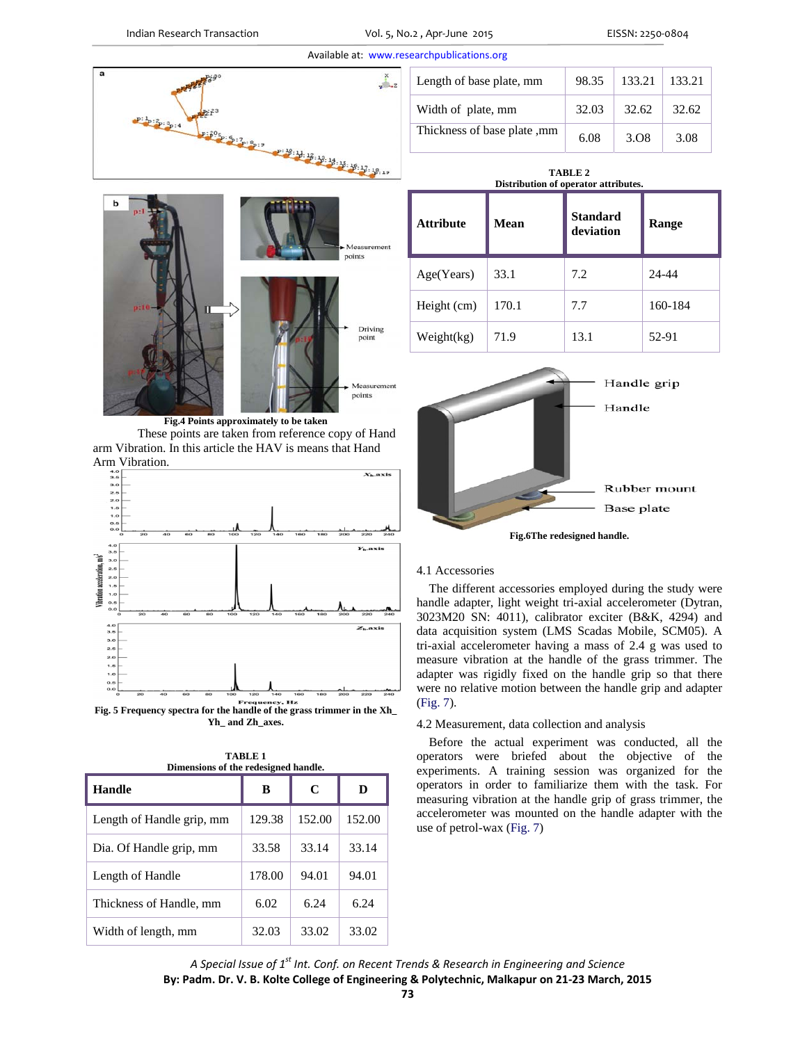Fig.4 Points approximately to be taken

These points are taken from reference copy of Hand arm Vibration. In this article the HAV is means that Hand Arm Vibration.

Fig. 5 Frequency spectra for the handle of the grass trimmer in the Xh_ Yh_ and Zh_axes.

TABLE 1
Dimensions of the redesigned handle.

| Handle | B | C | D |
|---|---|---|---|
| Length of Handle grip, mm | 129.38 | 152.00 | 152.00 |
| Dia. Of Handle grip, mm | 33.58 | 33.14 | 33.14 |
| Length of Handle | 178.00 | 94.01 | 94.01 |
| Thickness of Handle, mm | 6.02 | 6.24 | 6.24 |
| Width of length, mm | 32.03 | 33.02 | 33.02 |
| Length of base plate, mm | 98.35 | 133.21 | 133.21 |
| Width of plate, mm | 32.03 | 32.62 | 32.62 |
| Thickness of base plate ,mm | 6.08 | 3.O8 | 3.08 |

TABLE 2
Distribution of operator attributes.

| Attribute | Mean | Standard deviation | Range |
|---|---|---|---|
| Age(Years) | 33.1 | 7.2 | 24-44 |
| Height (cm) | 170.1 | 7.7 | 160-184 |
| Weight(kg) | 71.9 | 13.1 | 52-91 |

Fig.6The redesigned handle.

### 4.1 Accessories

The different accessories employed during the study were handle adapter, light weight tri-axial accelerometer (Dytran, 3023M20 SN: 4011), calibrator exciter (B&K, 4294) and data acquisition system (LMS Scadas Mobile, SCM05). A tri-axial accelerometer having a mass of 2.4 g was used to measure vibration at the handle of the grass trimmer. The adapter was rigidly fixed on the handle grip so that there were no relative motion between the handle grip and adapter (Fig. 7).

### 4.2 Measurement, data collection and analysis

Before the actual experiment was conducted, all the operators were briefed about the objective of the experiments. A training session was organized for the operators in order to familiarize them with the task. For measuring vibration at the handle grip of grass trimmer, the accelerometer was mounted on the handle adapter with the use of petrol-wax (Fig. 7)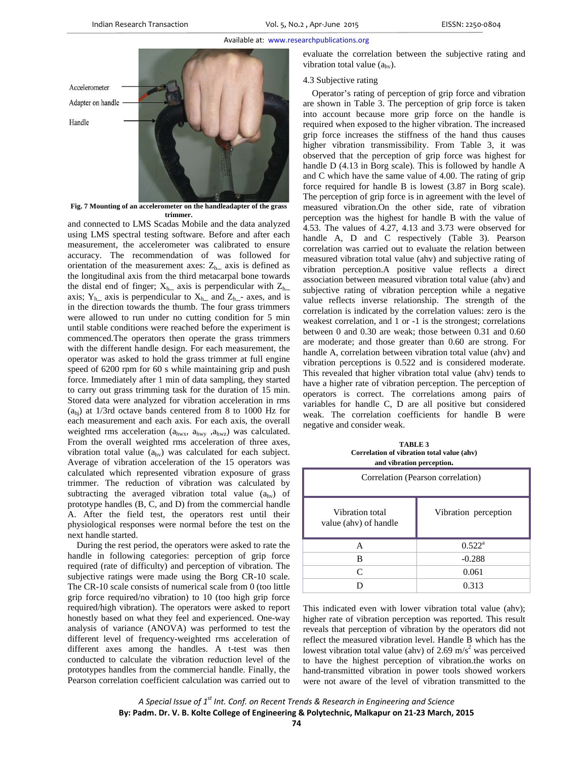Accelerometer

Adapter on handle

Handle

**Fig. 7 Mounting of an accelerometer on the handleadapter of the grass trimmer.**

and connected to LMS Scadas Mobile and the data analyzed using LMS spectral testing software. Before and after each measurement, the accelerometer was calibrated to ensure accuracy. The recommendation of was followed for orientation of the measurement axes: $Z_{h\_}$ axis is defined as the longitudinal axis from the third metacarpal bone towards the distal end of finger; $X_{h\_}$ axis is perpendicular with $Z_{h\_}$ axis; $Y_{h\_}$ axis is perpendicular to $X_{h\_}$ and $Z_{h\_}$- axes, and is in the direction towards the thumb. The four grass trimmers were allowed to run under no cutting condition for 5 min until stable conditions were reached before the experiment is commenced.The operators then operate the grass trimmers with the different handle design. For each measurement, the operator was asked to hold the grass trimmer at full engine speed of 6200 rpm for 60 s while maintaining grip and push force. Immediately after 1 min of data sampling, they started to carry out grass trimming task for the duration of 15 min. Stored data were analyzed for vibration acceleration in rms ($a_{hj}$) at 1/3rd octave bands centered from 8 to 1000 Hz for each measurement and each axis. For each axis, the overall weighted rms acceleration ($a_{hwx}$, $a_{hwy}$ ,$a_{hwz}$) was calculated. From the overall weighted rms acceleration of three axes, vibration total value ($a_{hv}$) was calculated for each subject. Average of vibration acceleration of the 15 operators was calculated which represented vibration exposure of grass trimmer. The reduction of vibration was calculated by subtracting the averaged vibration total value ($a_{hv}$) of prototype handles (B, C, and D) from the commercial handle A. After the field test, the operators rest until their physiological responses were normal before the test on the next handle started.

During the rest period, the operators were asked to rate the handle in following categories: perception of grip force required (rate of difficulty) and perception of vibration. The subjective ratings were made using the Borg CR-10 scale. The CR-10 scale consists of numerical scale from 0 (too little grip force required/no vibration) to 10 (too high grip force required/high vibration). The operators were asked to report honestly based on what they feel and experienced. One-way analysis of variance (ANOVA) was performed to test the different level of frequency-weighted rms acceleration of different axes among the handles. A t-test was then conducted to calculate the vibration reduction level of the prototypes handles from the commercial handle. Finally, the Pearson correlation coefficient calculation was carried out to evaluate the correlation between the subjective rating and vibration total value ($a_{hv}$).

4.3 Subjective rating

Operator's rating of perception of grip force and vibration are shown in Table 3. The perception of grip force is taken into account because more grip force on the handle is required when exposed to the higher vibration. The increased grip force increases the stiffness of the hand thus causes higher vibration transmissibility. From Table 3, it was observed that the perception of grip force was highest for handle D (4.13 in Borg scale). This is followed by handle A and C which have the same value of 4.00. The rating of grip force required for handle B is lowest (3.87 in Borg scale). The perception of grip force is in agreement with the level of measured vibration.On the other side, rate of vibration perception was the highest for handle B with the value of 4.53. The values of 4.27, 4.13 and 3.73 were observed for handle A, D and C respectively (Table 3). Pearson correlation was carried out to evaluate the relation between measured vibration total value (ahv) and subjective rating of vibration perception.A positive value reflects a direct association between measured vibration total value (ahv) and subjective rating of vibration perception while a negative value reflects inverse relationship. The strength of the correlation is indicated by the correlation values: zero is the weakest correlation, and 1 or -1 is the strongest; correlations between 0 and 0.30 are weak; those between 0.31 and 0.60 are moderate; and those greater than 0.60 are strong. For handle A, correlation between vibration total value (ahv) and vibration perceptions is 0.522 and is considered moderate. This revealed that higher vibration total value (ahv) tends to have a higher rate of vibration perception. The perception of operators is correct. The correlations among pairs of variables for handle C, D are all positive but considered weak. The correlation coefficients for handle B were negative and consider weak.

**TABLE 3**
**Correlation of vibration total value (ahv) and vibration perception.**

| Correlation (Pearson correlation) | |
|---|---|
| Vibration total value (ahv) of handle | Vibration perception |
| A | 0.522[a] |
| B | -0.288 |
| C | 0.061 |
| D | 0.313 |

This indicated even with lower vibration total value (ahv); higher rate of vibration perception was reported. This result reveals that perception of vibration by the operators did not reflect the measured vibration level. Handle B which has the lowest vibration total value (ahv) of 2.69 $m/s^2$ was perceived to have the highest perception of vibration.the works on hand-transmitted vibration in power tools showed workers were not aware of the level of vibration transmitted to the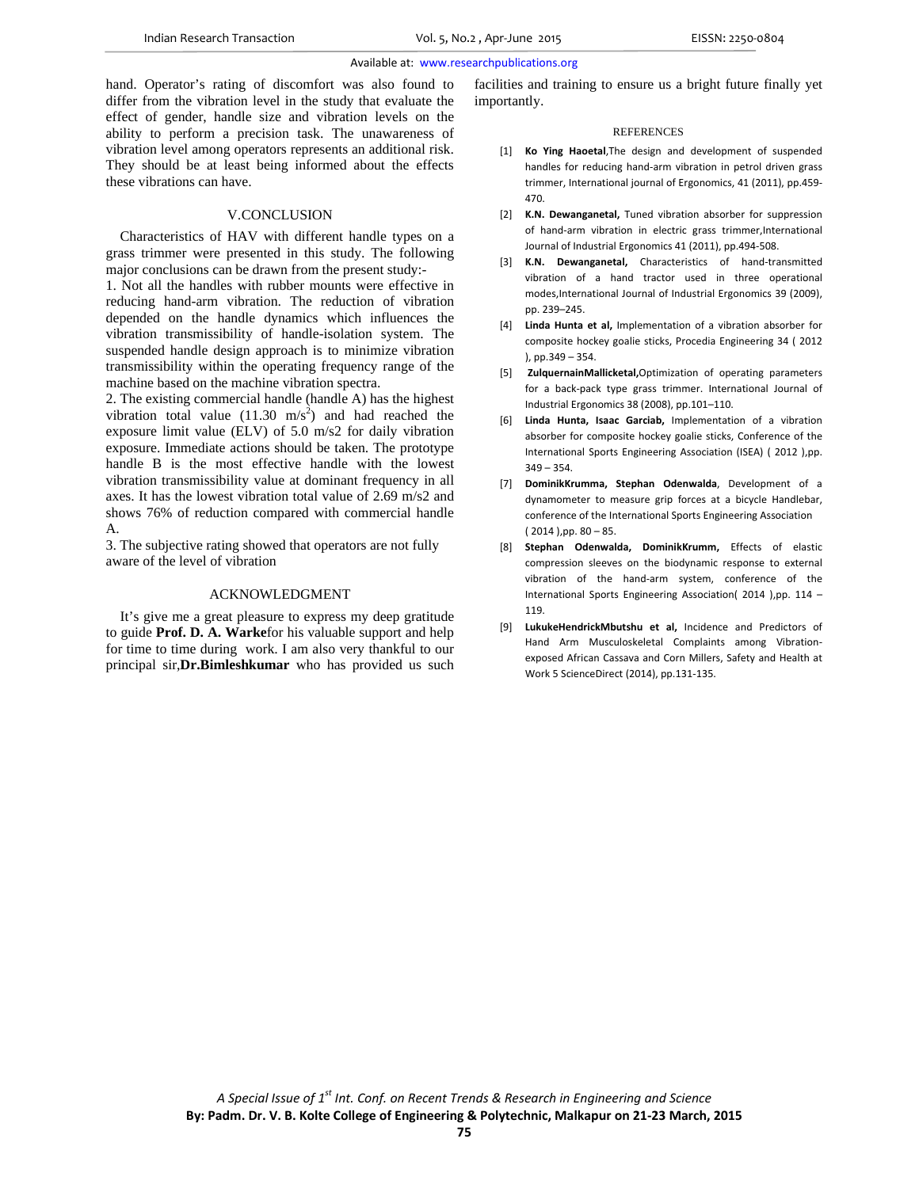hand. Operator's rating of discomfort was also found to differ from the vibration level in the study that evaluate the effect of gender, handle size and vibration levels on the ability to perform a precision task. The unawareness of vibration level among operators represents an additional risk. They should be at least being informed about the effects these vibrations can have.

## V.CONCLUSION

Characteristics of HAV with different handle types on a grass trimmer were presented in this study. The following major conclusions can be drawn from the present study:-

1. Not all the handles with rubber mounts were effective in reducing hand-arm vibration. The reduction of vibration depended on the handle dynamics which influences the vibration transmissibility of handle-isolation system. The suspended handle design approach is to minimize vibration transmissibility within the operating frequency range of the machine based on the machine vibration spectra.
2. The existing commercial handle (handle A) has the highest vibration total value (11.30 $m/s^2$) and had reached the exposure limit value (ELV) of 5.0 m/s2 for daily vibration exposure. Immediate actions should be taken. The prototype handle B is the most effective handle with the lowest vibration transmissibility value at dominant frequency in all axes. It has the lowest vibration total value of 2.69 m/s2 and shows 76% of reduction compared with commercial handle A.
3. The subjective rating showed that operators are not fully aware of the level of vibration

## ACKNOWLEDGMENT

It's give me a great pleasure to express my deep gratitude to guide **Prof. D. A. Warke**for his valuable support and help for time to time during work. I am also very thankful to our principal sir,**Dr.Bimleshkumar** who has provided us such facilities and training to ensure us a bright future finally yet importantly.

## REFERENCES

[1] **Ko Ying Haoetal**,The design and development of suspended handles for reducing hand-arm vibration in petrol driven grass trimmer, International journal of Ergonomics, 41 (2011), pp.459-470.

[2] **K.N. Dewanganetal,** Tuned vibration absorber for suppression of hand-arm vibration in electric grass trimmer,International Journal of Industrial Ergonomics 41 (2011), pp.494-508.

[3] **K.N. Dewanganetal,** Characteristics of hand-transmitted vibration of a hand tractor used in three operational modes,International Journal of Industrial Ergonomics 39 (2009), pp. 239–245.

[4] **Linda Hunta et al,** Implementation of a vibration absorber for composite hockey goalie sticks, Procedia Engineering 34 ( 2012 ), pp.349 – 354.

[5] **ZulquernainMallicketal,**Optimization of operating parameters for a back-pack type grass trimmer. International Journal of Industrial Ergonomics 38 (2008), pp.101–110.

[6] **Linda Hunta, Isaac Garciab,** Implementation of a vibration absorber for composite hockey goalie sticks, Conference of the International Sports Engineering Association (ISEA) ( 2012 ),pp. 349 – 354.

[7] **DominikKrumma, Stephan Odenwalda**, Development of a dynamometer to measure grip forces at a bicycle Handlebar, conference of the International Sports Engineering Association ( 2014 ),pp. 80 – 85.

[8] **Stephan Odenwalda, DominikKrumm,** Effects of elastic compression sleeves on the biodynamic response to external vibration of the hand-arm system, conference of the International Sports Engineering Association( 2014 ),pp. 114 – 119.

[9] **LukukeHendrickMbutshu et al,** Incidence and Predictors of Hand Arm Musculoskeletal Complaints among Vibration-exposed African Cassava and Corn Millers, Safety and Health at Work 5 ScienceDirect (2014), pp.131-135.